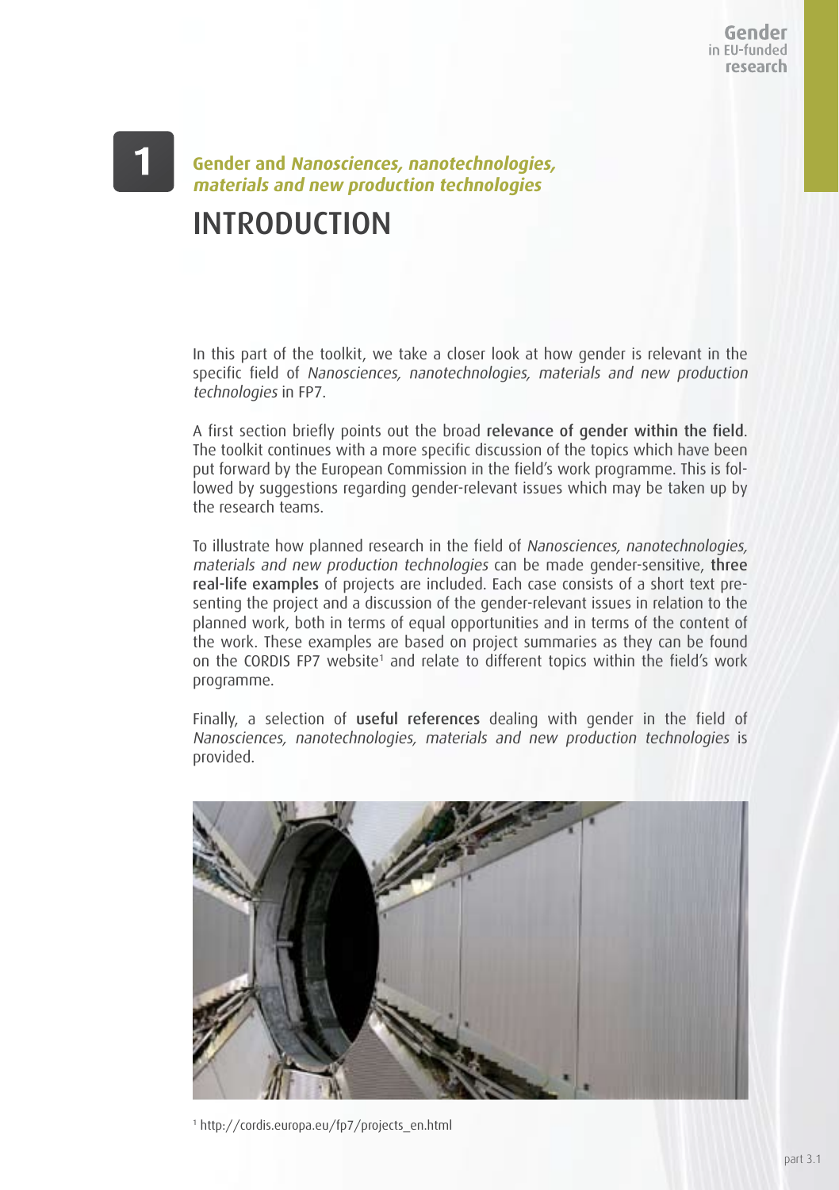# 1 Gender and *Nanosciences, nanotechnologies, materials and new production technologies*

## INTRODUCTION

In this part of the toolkit, we take a closer look at how gender is relevant in the specific field of *Nanosciences, nanotechnologies, materials and new production technologies* in FP7.

A first section briefly points out the broad **relevance of gender within the field**. The toolkit continues with a more specific discussion of the topics which have been put forward by the European Commission in the field's work programme. This is followed by suggestions regarding gender-relevant issues which may be taken up by the research teams.

To illustrate how planned research in the field of *Nanosciences, nanotechnologies, materials and new production technologies* can be made gender-sensitive, **three real-life examples** of projects are included. Each case consists of a short text presenting the project and a discussion of the gender-relevant issues in relation to the planned work, both in terms of equal opportunities and in terms of the content of the work. These examples are based on project summaries as they can be found on the CORDIS FP7 website[1] and relate to different topics within the field's work programme.

Finally, a selection of **useful references** dealing with gender in the field of *Nanosciences, nanotechnologies, materials and new production technologies* is provided.

[1] http://cordis.europa.eu/fp7/projects_en.html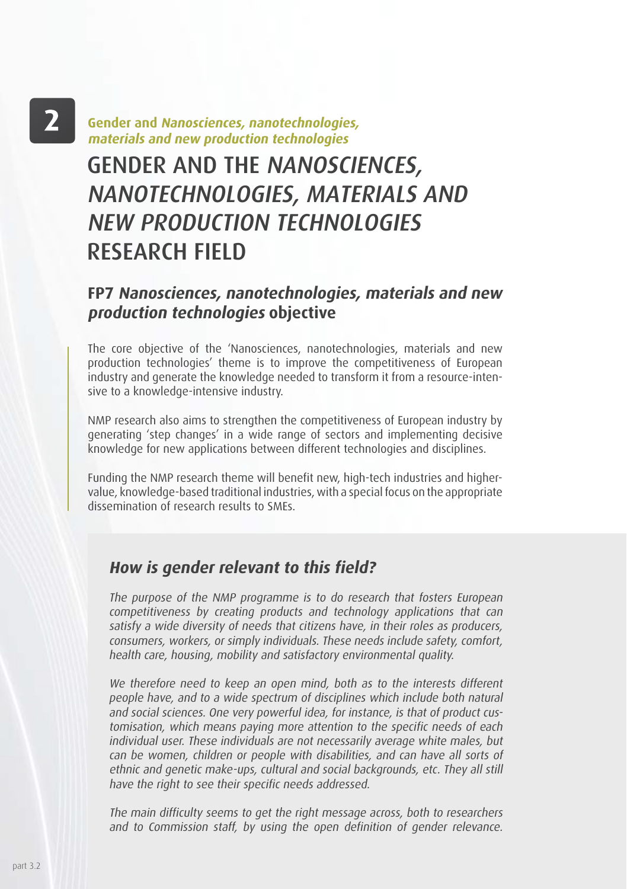**Gender and *Nanosciences, nanotechnologies, materials and new production technologies***

# GENDER AND THE *NANOSCIENCES, NANOTECHNOLOGIES, MATERIALS AND NEW PRODUCTION TECHNOLOGIES* RESEARCH FIELD

## FP7 *Nanosciences, nanotechnologies, materials and new production technologies* objective

The core objective of the 'Nanosciences, nanotechnologies, materials and new production technologies' theme is to improve the competitiveness of European industry and generate the knowledge needed to transform it from a resource-intensive to a knowledge-intensive industry.

NMP research also aims to strengthen the competitiveness of European industry by generating 'step changes' in a wide range of sectors and implementing decisive knowledge for new applications between different technologies and disciplines.

Funding the NMP research theme will benefit new, high-tech industries and higher-value, knowledge-based traditional industries, with a special focus on the appropriate dissemination of research results to SMEs.

### *How is gender relevant to this field?*

*The purpose of the NMP programme is to do research that fosters European competitiveness by creating products and technology applications that can satisfy a wide diversity of needs that citizens have, in their roles as producers, consumers, workers, or simply individuals. These needs include safety, comfort, health care, housing, mobility and satisfactory environmental quality.*

*We therefore need to keep an open mind, both as to the interests different people have, and to a wide spectrum of disciplines which include both natural and social sciences. One very powerful idea, for instance, is that of product customisation, which means paying more attention to the specific needs of each individual user. These individuals are not necessarily average white males, but can be women, children or people with disabilities, and can have all sorts of ethnic and genetic make-ups, cultural and social backgrounds, etc. They all still have the right to see their specific needs addressed.*

*The main difficulty seems to get the right message across, both to researchers and to Commission staff, by using the open definition of gender relevance.*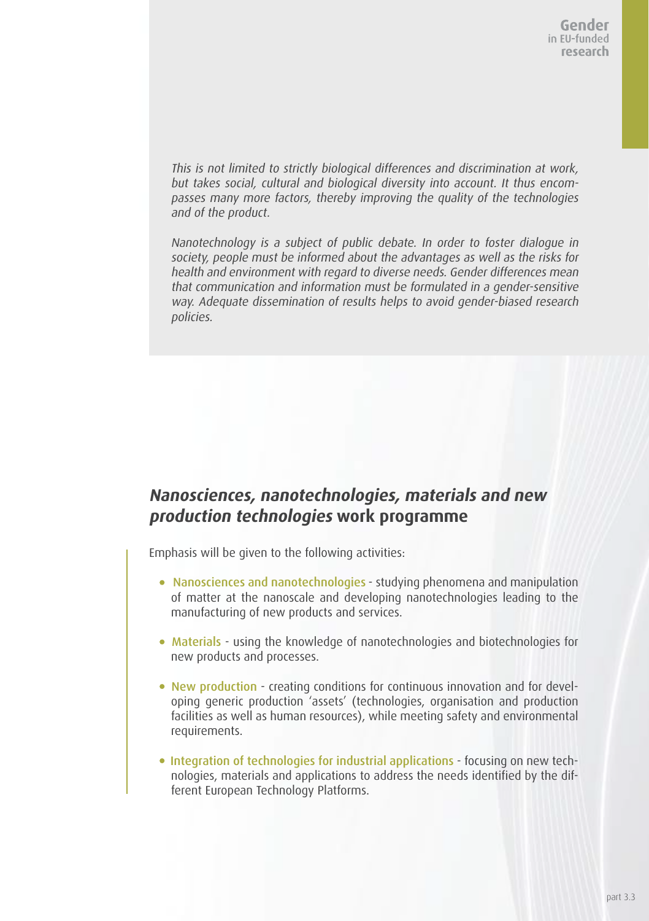*This is not limited to strictly biological differences and discrimination at work, but takes social, cultural and biological diversity into account. It thus encompasses many more factors, thereby improving the quality of the technologies and of the product.*

*Nanotechnology is a subject of public debate. In order to foster dialogue in society, people must be informed about the advantages as well as the risks for health and environment with regard to diverse needs. Gender differences mean that communication and information must be formulated in a gender-sensitive way. Adequate dissemination of results helps to avoid gender-biased research policies.*

## *Nanosciences, nanotechnologies, materials and new production technologies* work programme

Emphasis will be given to the following activities:

- Nanosciences and nanotechnologies - studying phenomena and manipulation of matter at the nanoscale and developing nanotechnologies leading to the manufacturing of new products and services.
- Materials - using the knowledge of nanotechnologies and biotechnologies for new products and processes.
- New production - creating conditions for continuous innovation and for developing generic production 'assets' (technologies, organisation and production facilities as well as human resources), while meeting safety and environmental requirements.
- Integration of technologies for industrial applications - focusing on new technologies, materials and applications to address the needs identified by the different European Technology Platforms.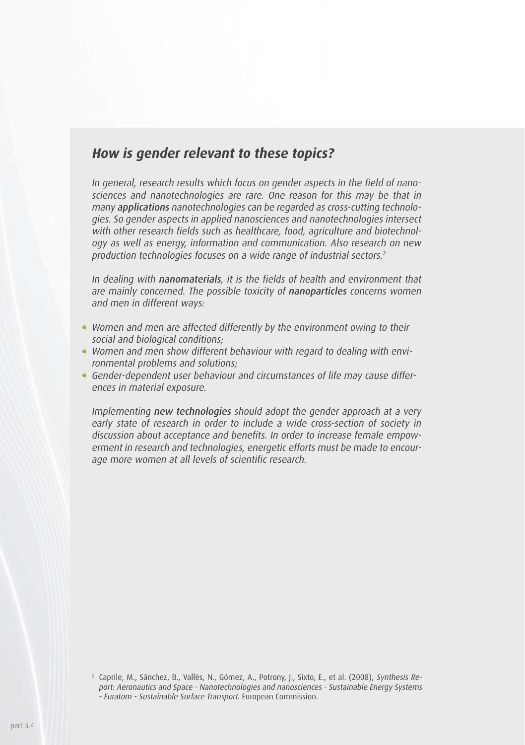## *How is gender relevant to these topics?*

*In general, research results which focus on gender aspects in the field of nanosciences and nanotechnologies are rare. One reason for this may be that in many* ***applications*** *nanotechnologies can be regarded as cross-cutting technologies. So gender aspects in applied nanosciences and nanotechnologies intersect with other research fields such as healthcare, food, agriculture and biotechnology as well as energy, information and communication. Also research on new production technologies focuses on a wide range of industrial sectors.*[2]

*In dealing with* ***nanomaterials****, it is the fields of health and environment that are mainly concerned. The possible toxicity of* ***nanoparticles*** *concerns women and men in different ways:*

- *Women and men are affected differently by the environment owing to their social and biological conditions;*
- *Women and men show different behaviour with regard to dealing with environmental problems and solutions;*
- *Gender-dependent user behaviour and circumstances of life may cause differences in material exposure.*

*Implementing* ***new technologies*** *should adopt the gender approach at a very early state of research in order to include a wide cross-section of society in discussion about acceptance and benefits. In order to increase female empowerment in research and technologies, energetic efforts must be made to encourage more women at all levels of scientific research.*

[2] Caprile, M., Sánchez, B., Vallès, N., Gómez, A., Potrony, J., Sixto, E., et al. (2008), *Synthesis Report: Aeronautics and Space - Nanotechnologies and nanosciences - Sustainable Energy Systems - Euratom - Sustainable Surface Transport*. European Commission.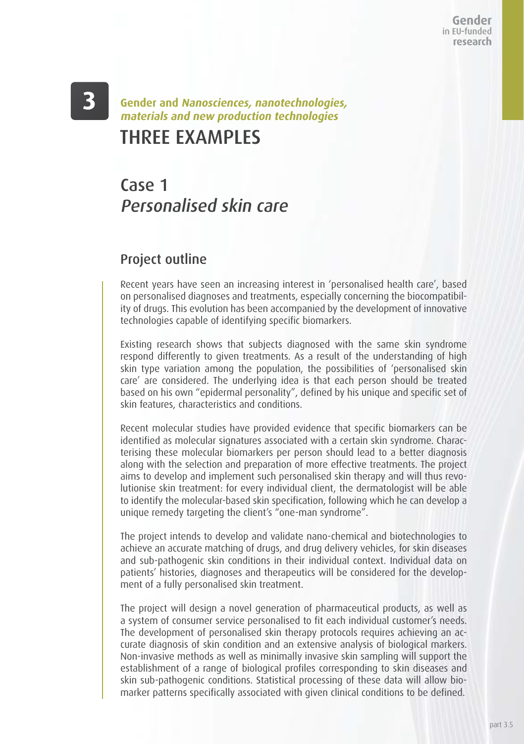# 3 Gender and *Nanosciences, nanotechnologies, materials and new production technologies*

# THREE EXAMPLES

## Case 1
## *Personalised skin care*

### Project outline

Recent years have seen an increasing interest in 'personalised health care', based on personalised diagnoses and treatments, especially concerning the biocompatibility of drugs. This evolution has been accompanied by the development of innovative technologies capable of identifying specific biomarkers.

Existing research shows that subjects diagnosed with the same skin syndrome respond differently to given treatments. As a result of the understanding of high skin type variation among the population, the possibilities of 'personalised skin care' are considered. The underlying idea is that each person should be treated based on his own "epidermal personality", defined by his unique and specific set of skin features, characteristics and conditions.

Recent molecular studies have provided evidence that specific biomarkers can be identified as molecular signatures associated with a certain skin syndrome. Characterising these molecular biomarkers per person should lead to a better diagnosis along with the selection and preparation of more effective treatments. The project aims to develop and implement such personalised skin therapy and will thus revolutionise skin treatment: for every individual client, the dermatologist will be able to identify the molecular-based skin specification, following which he can develop a unique remedy targeting the client's "one-man syndrome".

The project intends to develop and validate nano-chemical and biotechnologies to achieve an accurate matching of drugs, and drug delivery vehicles, for skin diseases and sub-pathogenic skin conditions in their individual context. Individual data on patients' histories, diagnoses and therapeutics will be considered for the development of a fully personalised skin treatment.

The project will design a novel generation of pharmaceutical products, as well as a system of consumer service personalised to fit each individual customer's needs. The development of personalised skin therapy protocols requires achieving an accurate diagnosis of skin condition and an extensive analysis of biological markers. Non-invasive methods as well as minimally invasive skin sampling will support the establishment of a range of biological profiles corresponding to skin diseases and skin sub-pathogenic conditions. Statistical processing of these data will allow biomarker patterns specifically associated with given clinical conditions to be defined.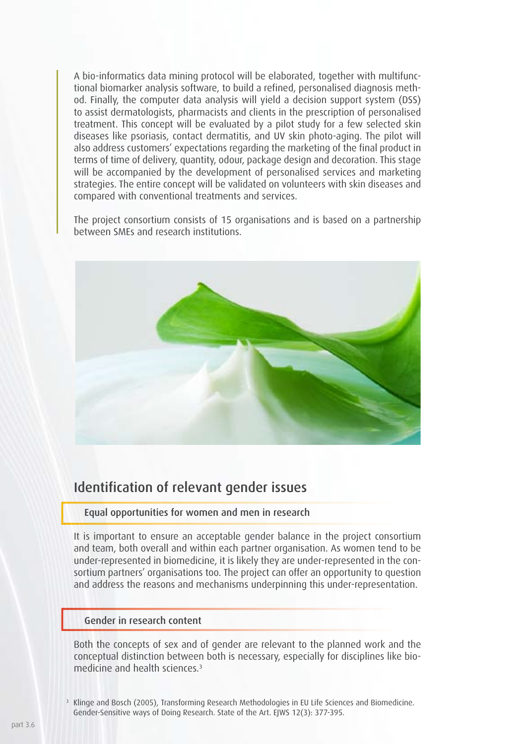A bio-informatics data mining protocol will be elaborated, together with multifunctional biomarker analysis software, to build a refined, personalised diagnosis method. Finally, the computer data analysis will yield a decision support system (DSS) to assist dermatologists, pharmacists and clients in the prescription of personalised treatment. This concept will be evaluated by a pilot study for a few selected skin diseases like psoriasis, contact dermatitis, and UV skin photo-aging. The pilot will also address customers' expectations regarding the marketing of the final product in terms of time of delivery, quantity, odour, package design and decoration. This stage will be accompanied by the development of personalised services and marketing strategies. The entire concept will be validated on volunteers with skin diseases and compared with conventional treatments and services.

The project consortium consists of 15 organisations and is based on a partnership between SMEs and research institutions.

## Identification of relevant gender issues

### Equal opportunities for women and men in research

It is important to ensure an acceptable gender balance in the project consortium and team, both overall and within each partner organisation. As women tend to be under-represented in biomedicine, it is likely they are under-represented in the consortium partners' organisations too. The project can offer an opportunity to question and address the reasons and mechanisms underpinning this under-representation.

### Gender in research content

Both the concepts of sex and of gender are relevant to the planned work and the conceptual distinction between both is necessary, especially for disciplines like biomedicine and health sciences.[3]

[3] Klinge and Bosch (2005), Transforming Research Methodologies in EU Life Sciences and Biomedicine. Gender-Sensitive ways of Doing Research. State of the Art. EJWS 12(3): 377-395.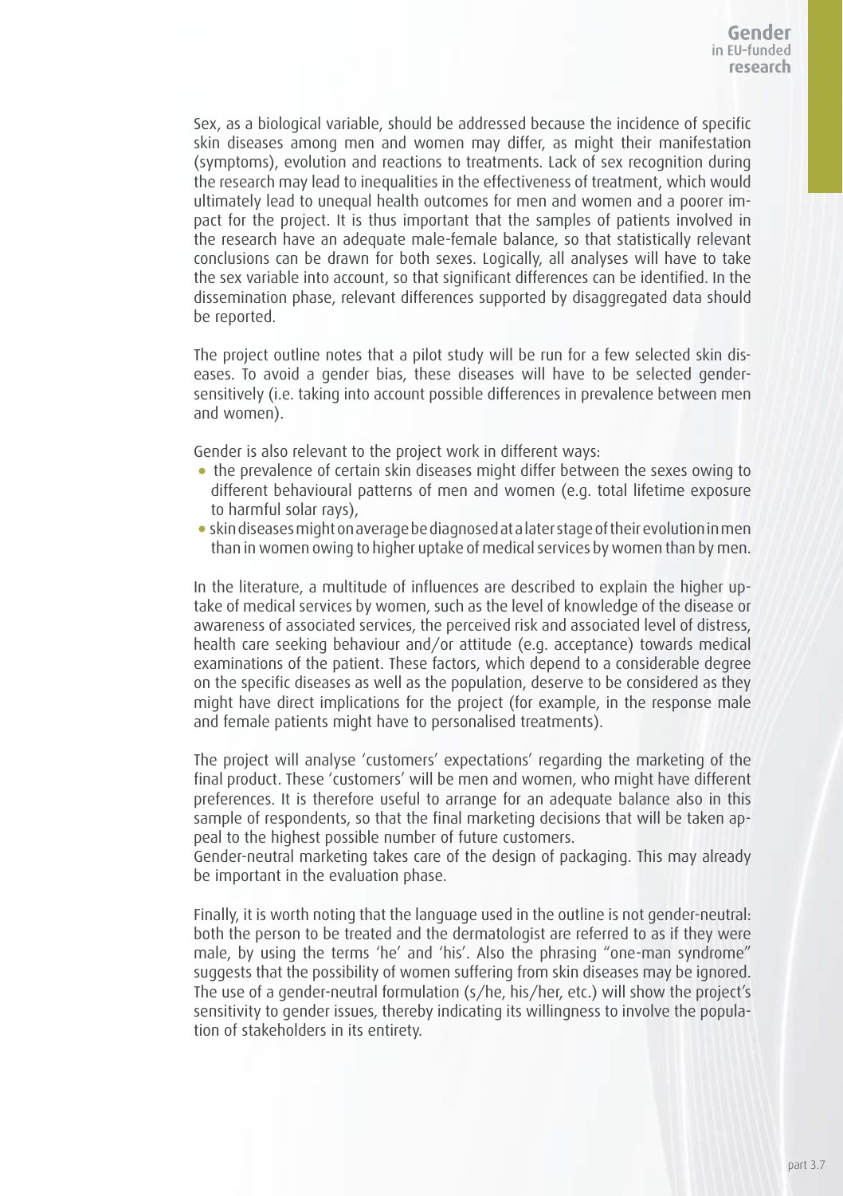Sex, as a biological variable, should be addressed because the incidence of specific skin diseases among men and women may differ, as might their manifestation (symptoms), evolution and reactions to treatments. Lack of sex recognition during the research may lead to inequalities in the effectiveness of treatment, which would ultimately lead to unequal health outcomes for men and women and a poorer impact for the project. It is thus important that the samples of patients involved in the research have an adequate male-female balance, so that statistically relevant conclusions can be drawn for both sexes. Logically, all analyses will have to take the sex variable into account, so that significant differences can be identified. In the dissemination phase, relevant differences supported by disaggregated data should be reported.

The project outline notes that a pilot study will be run for a few selected skin diseases. To avoid a gender bias, these diseases will have to be selected gender-sensitively (i.e. taking into account possible differences in prevalence between men and women).

Gender is also relevant to the project work in different ways:

- the prevalence of certain skin diseases might differ between the sexes owing to different behavioural patterns of men and women (e.g. total lifetime exposure to harmful solar rays),
- skin diseases might on average be diagnosed at a later stage of their evolution in men than in women owing to higher uptake of medical services by women than by men.

In the literature, a multitude of influences are described to explain the higher uptake of medical services by women, such as the level of knowledge of the disease or awareness of associated services, the perceived risk and associated level of distress, health care seeking behaviour and/or attitude (e.g. acceptance) towards medical examinations of the patient. These factors, which depend to a considerable degree on the specific diseases as well as the population, deserve to be considered as they might have direct implications for the project (for example, in the response male and female patients might have to personalised treatments).

The project will analyse 'customers' expectations' regarding the marketing of the final product. These 'customers' will be men and women, who might have different preferences. It is therefore useful to arrange for an adequate balance also in this sample of respondents, so that the final marketing decisions that will be taken appeal to the highest possible number of future customers.
Gender-neutral marketing takes care of the design of packaging. This may already be important in the evaluation phase.

Finally, it is worth noting that the language used in the outline is not gender-neutral: both the person to be treated and the dermatologist are referred to as if they were male, by using the terms 'he' and 'his'. Also the phrasing "one-man syndrome" suggests that the possibility of women suffering from skin diseases may be ignored. The use of a gender-neutral formulation (s/he, his/her, etc.) will show the project's sensitivity to gender issues, thereby indicating its willingness to involve the population of stakeholders in its entirety.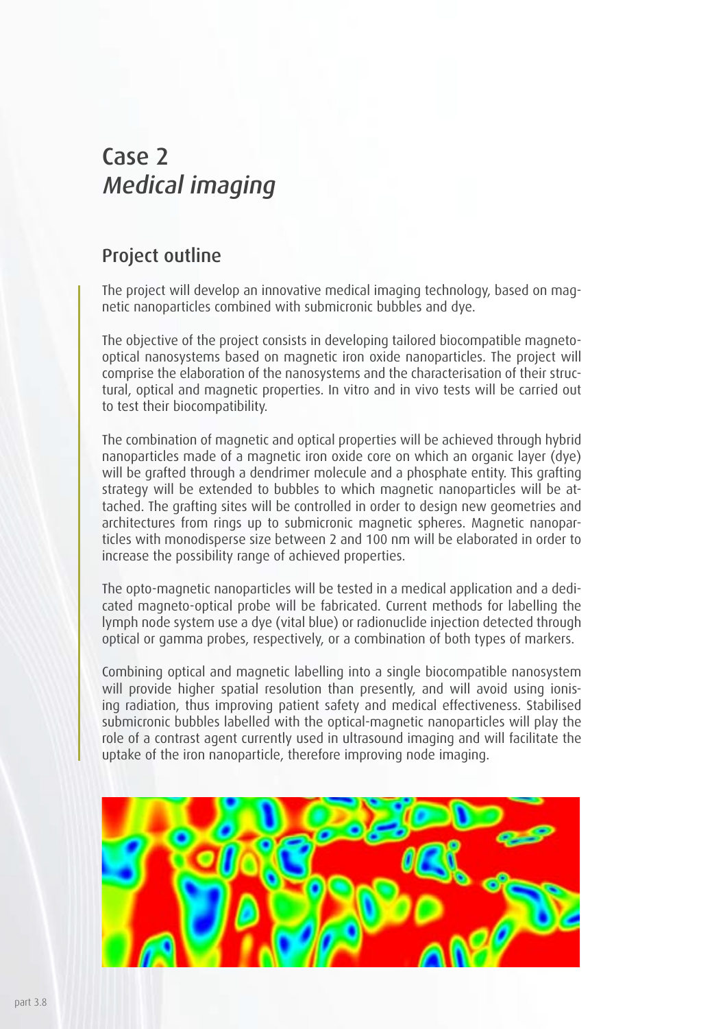# Case 2
## *Medical imaging*

### Project outline

The project will develop an innovative medical imaging technology, based on magnetic nanoparticles combined with submicronic bubbles and dye.

The objective of the project consists in developing tailored biocompatible magneto-optical nanosystems based on magnetic iron oxide nanoparticles. The project will comprise the elaboration of the nanosystems and the characterisation of their structural, optical and magnetic properties. In vitro and in vivo tests will be carried out to test their biocompatibility.

The combination of magnetic and optical properties will be achieved through hybrid nanoparticles made of a magnetic iron oxide core on which an organic layer (dye) will be grafted through a dendrimer molecule and a phosphate entity. This grafting strategy will be extended to bubbles to which magnetic nanoparticles will be attached. The grafting sites will be controlled in order to design new geometries and architectures from rings up to submicronic magnetic spheres. Magnetic nanoparticles with monodisperse size between 2 and 100 nm will be elaborated in order to increase the possibility range of achieved properties.

The opto-magnetic nanoparticles will be tested in a medical application and a dedicated magneto-optical probe will be fabricated. Current methods for labelling the lymph node system use a dye (vital blue) or radionuclide injection detected through optical or gamma probes, respectively, or a combination of both types of markers.

Combining optical and magnetic labelling into a single biocompatible nanosystem will provide higher spatial resolution than presently, and will avoid using ionising radiation, thus improving patient safety and medical effectiveness. Stabilised submicronic bubbles labelled with the optical-magnetic nanoparticles will play the role of a contrast agent currently used in ultrasound imaging and will facilitate the uptake of the iron nanoparticle, therefore improving node imaging.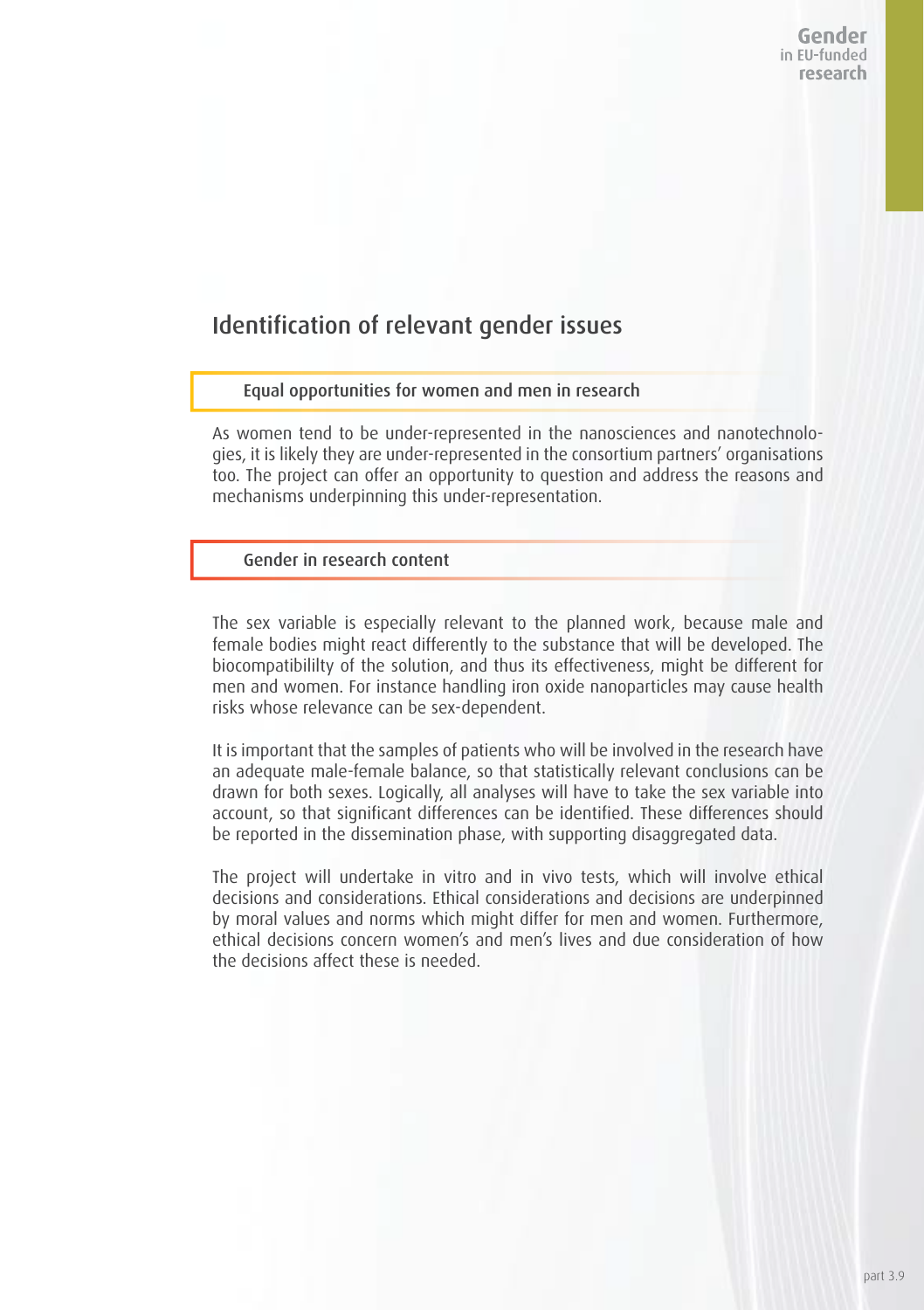## Identification of relevant gender issues

### Equal opportunities for women and men in research

As women tend to be under-represented in the nanosciences and nanotechnologies, it is likely they are under-represented in the consortium partners' organisations too. The project can offer an opportunity to question and address the reasons and mechanisms underpinning this under-representation.

### Gender in research content

The sex variable is especially relevant to the planned work, because male and female bodies might react differently to the substance that will be developed. The biocompatibililty of the solution, and thus its effectiveness, might be different for men and women. For instance handling iron oxide nanoparticles may cause health risks whose relevance can be sex-dependent.

It is important that the samples of patients who will be involved in the research have an adequate male-female balance, so that statistically relevant conclusions can be drawn for both sexes. Logically, all analyses will have to take the sex variable into account, so that significant differences can be identified. These differences should be reported in the dissemination phase, with supporting disaggregated data.

The project will undertake in vitro and in vivo tests, which will involve ethical decisions and considerations. Ethical considerations and decisions are underpinned by moral values and norms which might differ for men and women. Furthermore, ethical decisions concern women's and men's lives and due consideration of how the decisions affect these is needed.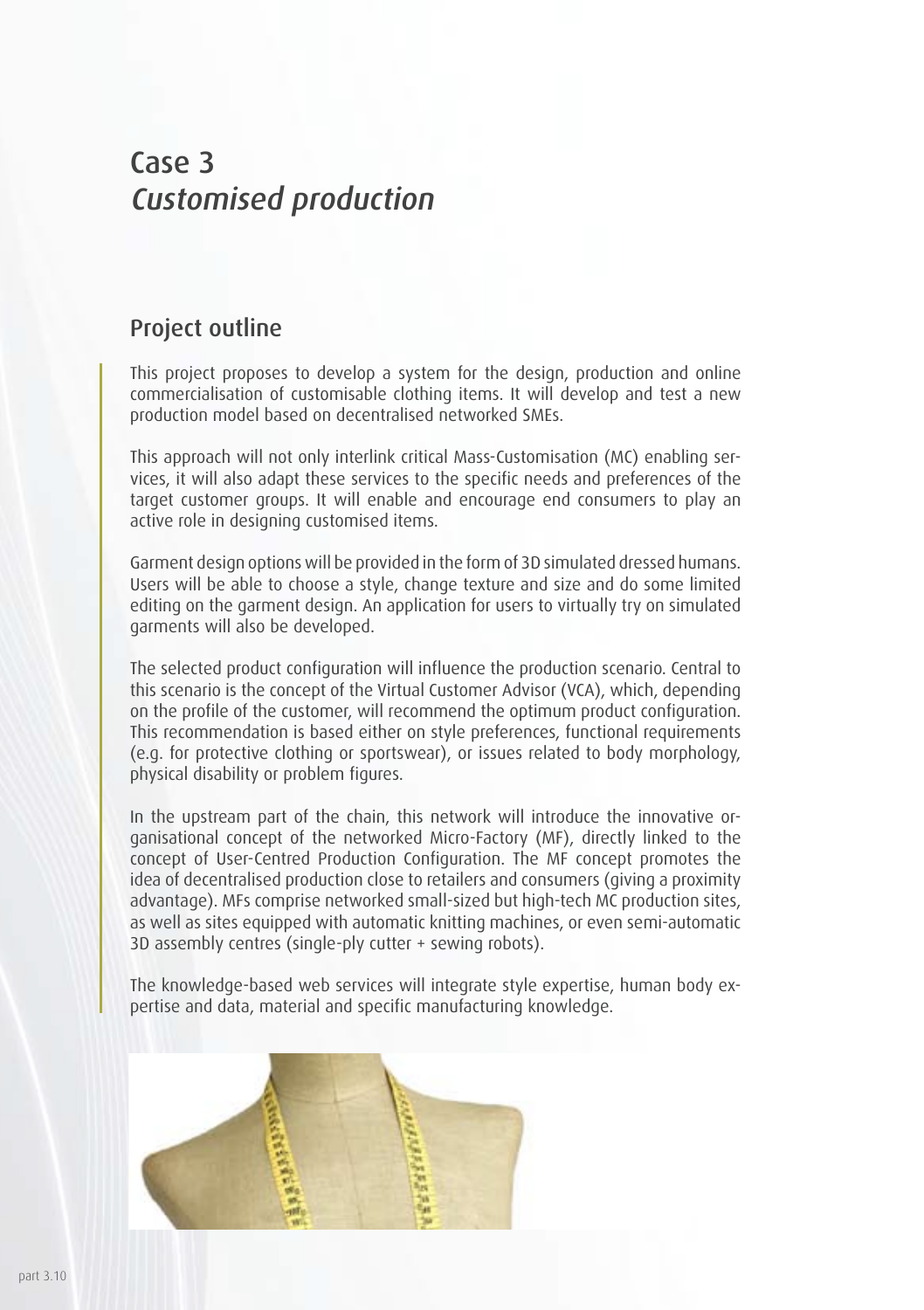# Case 3
## *Customised production*

### Project outline

This project proposes to develop a system for the design, production and online commercialisation of customisable clothing items. It will develop and test a new production model based on decentralised networked SMEs.

This approach will not only interlink critical Mass-Customisation (MC) enabling services, it will also adapt these services to the specific needs and preferences of the target customer groups. It will enable and encourage end consumers to play an active role in designing customised items.

Garment design options will be provided in the form of 3D simulated dressed humans. Users will be able to choose a style, change texture and size and do some limited editing on the garment design. An application for users to virtually try on simulated garments will also be developed.

The selected product configuration will influence the production scenario. Central to this scenario is the concept of the Virtual Customer Advisor (VCA), which, depending on the profile of the customer, will recommend the optimum product configuration. This recommendation is based either on style preferences, functional requirements (e.g. for protective clothing or sportswear), or issues related to body morphology, physical disability or problem figures.

In the upstream part of the chain, this network will introduce the innovative organisational concept of the networked Micro-Factory (MF), directly linked to the concept of User-Centred Production Configuration. The MF concept promotes the idea of decentralised production close to retailers and consumers (giving a proximity advantage). MFs comprise networked small-sized but high-tech MC production sites, as well as sites equipped with automatic knitting machines, or even semi-automatic 3D assembly centres (single-ply cutter + sewing robots).

The knowledge-based web services will integrate style expertise, human body expertise and data, material and specific manufacturing knowledge.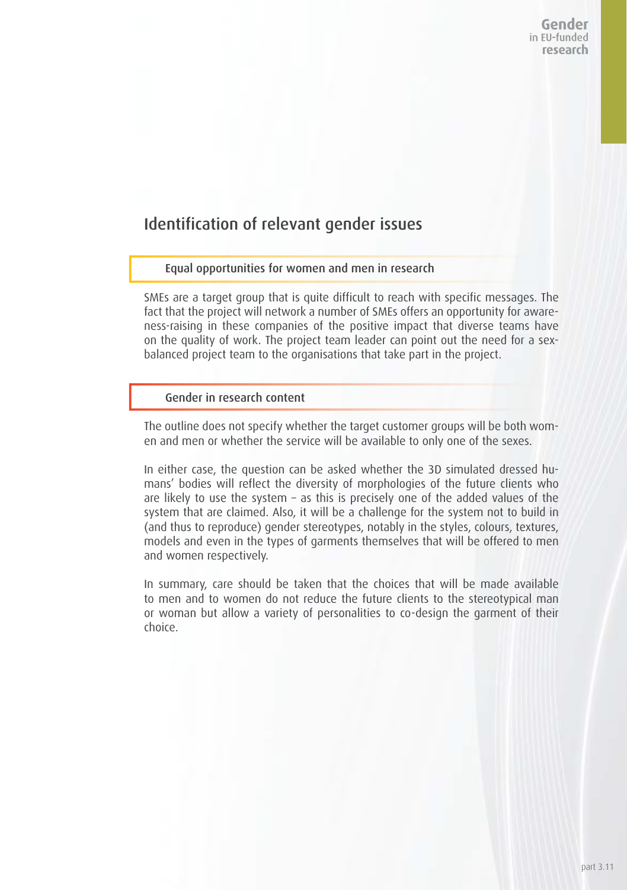## Identification of relevant gender issues

### Equal opportunities for women and men in research

SMEs are a target group that is quite difficult to reach with specific messages. The fact that the project will network a number of SMEs offers an opportunity for awareness-raising in these companies of the positive impact that diverse teams have on the quality of work. The project team leader can point out the need for a sex-balanced project team to the organisations that take part in the project.

### Gender in research content

The outline does not specify whether the target customer groups will be both women and men or whether the service will be available to only one of the sexes.

In either case, the question can be asked whether the 3D simulated dressed humans' bodies will reflect the diversity of morphologies of the future clients who are likely to use the system – as this is precisely one of the added values of the system that are claimed. Also, it will be a challenge for the system not to build in (and thus to reproduce) gender stereotypes, notably in the styles, colours, textures, models and even in the types of garments themselves that will be offered to men and women respectively.

In summary, care should be taken that the choices that will be made available to men and to women do not reduce the future clients to the stereotypical man or woman but allow a variety of personalities to co-design the garment of their choice.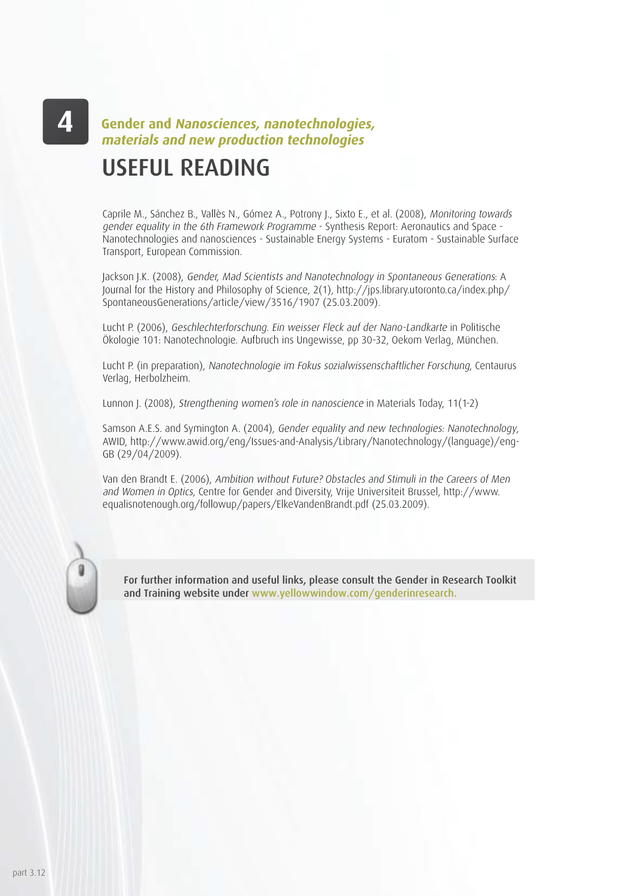**4**

**Gender and *Nanosciences, nanotechnologies, materials and new production technologies***

# USEFUL READING

Caprile M., Sánchez B., Vallès N., Gómez A., Potrony J., Sixto E., et al. (2008), *Monitoring towards gender equality in the 6th Framework Programme* - Synthesis Report: Aeronautics and Space - Nanotechnologies and nanosciences - Sustainable Energy Systems - Euratom - Sustainable Surface Transport, European Commission.

Jackson J.K. (2008), *Gender, Mad Scientists and Nanotechnology in Spontaneous Generations*: A Journal for the History and Philosophy of Science, 2(1), http://jps.library.utoronto.ca/index.php/SpontaneousGenerations/article/view/3516/1907 (25.03.2009).

Lucht P. (2006), *Geschlechterforschung. Ein weisser Fleck auf der Nano-Landkarte* in Politische Ökologie 101: Nanotechnologie. Aufbruch ins Ungewisse, pp 30-32, Oekom Verlag, München.

Lucht P. (in preparation), *Nanotechnologie im Fokus sozialwissenschaftlicher Forschung*, Centaurus Verlag, Herbolzheim.

Lunnon J. (2008), *Strengthening women's role in nanoscience* in Materials Today, 11(1-2)

Samson A.E.S. and Symington A. (2004), *Gender equality and new technologies: Nanotechnology*, AWID, http://www.awid.org/eng/Issues-and-Analysis/Library/Nanotechnology/(language)/eng-GB (29/04/2009).

Van den Brandt E. (2006), *Ambition without Future? Obstacles and Stimuli in the Careers of Men and Women in Optics*, Centre for Gender and Diversity, Vrije Universiteit Brussel, http://www.equalisnotenough.org/followup/papers/ElkeVandenBrandt.pdf (25.03.2009).

For further information and useful links, please consult the Gender in Research Toolkit and Training website under www.yellowwindow.com/genderinresearch.